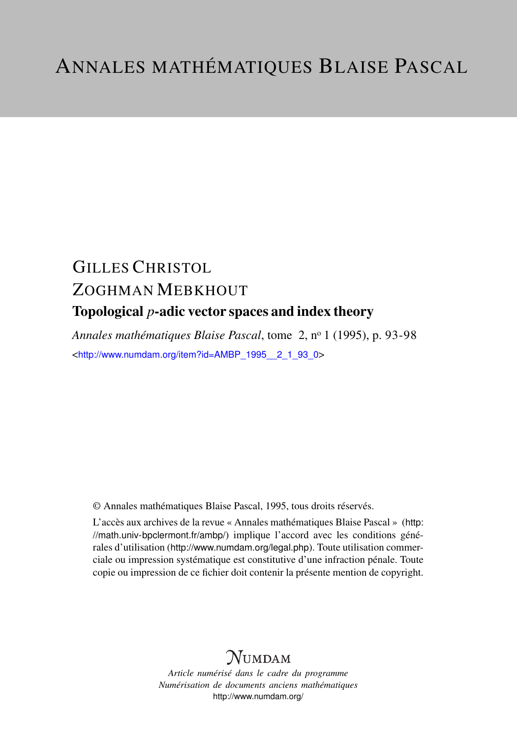# ANNALES MATHÉMATIQUES BLAISE PASCAL

GILLES CHRISTOL

ZOGHMAN MEBKHOUT

## Topological $p$-adic vector spaces and index theory

*Annales mathématiques Blaise Pascal*, tome 2, nº 1 (1995), p. 93-98

<http://www.numdam.org/item?id=AMBP_1995__2_1_93_0>

© Annales mathématiques Blaise Pascal, 1995, tous droits réservés.

L'accès aux archives de la revue « Annales mathématiques Blaise Pascal » (http://math.univ-bpclermont.fr/ambp/) implique l'accord avec les conditions générales d'utilisation (http://www.numdam.org/legal.php). Toute utilisation commerciale ou impression systématique est constitutive d'une infraction pénale. Toute copie ou impression de ce fichier doit contenir la présente mention de copyright.

NUMDAM

*Article numérisé dans le cadre du programme*
*Numérisation de documents anciens mathématiques*
http://www.numdam.org/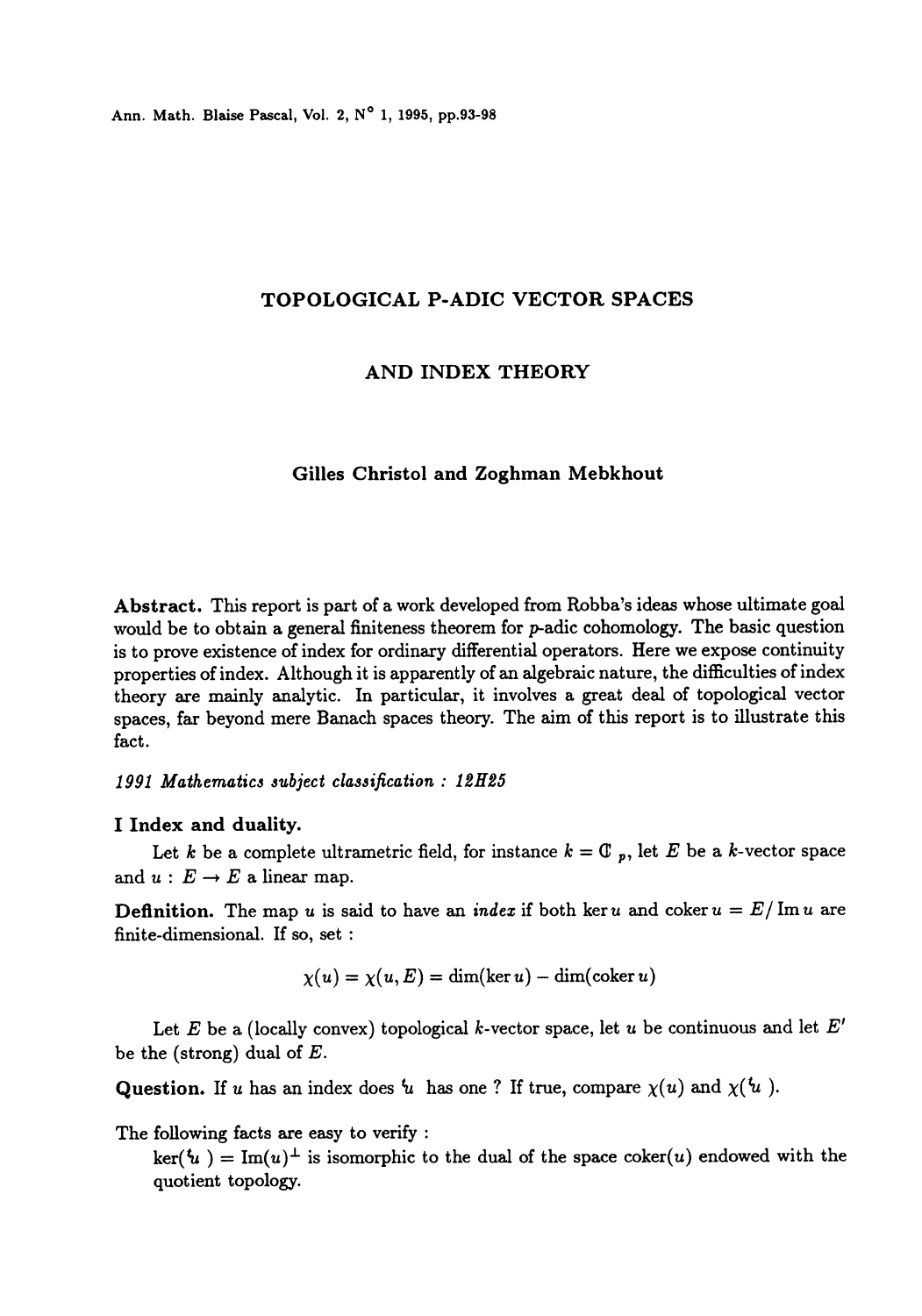# TOPOLOGICAL P-ADIC VECTOR SPACES

# AND INDEX THEORY

**Gilles Christol and Zoghman Mebkhout**

**Abstract.** This report is part of a work developed from Robba's ideas whose ultimate goal would be to obtain a general finiteness theorem for $p$-adic cohomology. The basic question is to prove existence of index for ordinary differential operators. Here we expose continuity properties of index. Although it is apparently of an algebraic nature, the difficulties of index theory are mainly analytic. In particular, it involves a great deal of topological vector spaces, far beyond mere Banach spaces theory. The aim of this report is to illustrate this fact.

*1991 Mathematics subject classification : 12H25*

## I Index and duality.

Let $k$ be a complete ultrametric field, for instance $k = \mathbb{C}_p$, let $E$ be a $k$-vector space and $u : E \to E$ a linear map.

**Definition.** The map $u$ is said to have an *index* if both $\ker u$ and $\operatorname{coker} u = E/\operatorname{Im} u$ are finite-dimensional. If so, set :

$$\chi(u) = \chi(u, E) = \dim(\ker u) - \dim(\operatorname{coker} u)$$

Let $E$ be a (locally convex) topological $k$-vector space, let $u$ be continuous and let $E'$ be the (strong) dual of $E$.

**Question.** If $u$ has an index does ${}^t u$ has one ? If true, compare $\chi(u)$ and $\chi({}^t u)$.

The following facts are easy to verify :

$\ker({}^t u) = \operatorname{Im}(u)^{\perp}$ is isomorphic to the dual of the space $\operatorname{coker}(u)$ endowed with the quotient topology.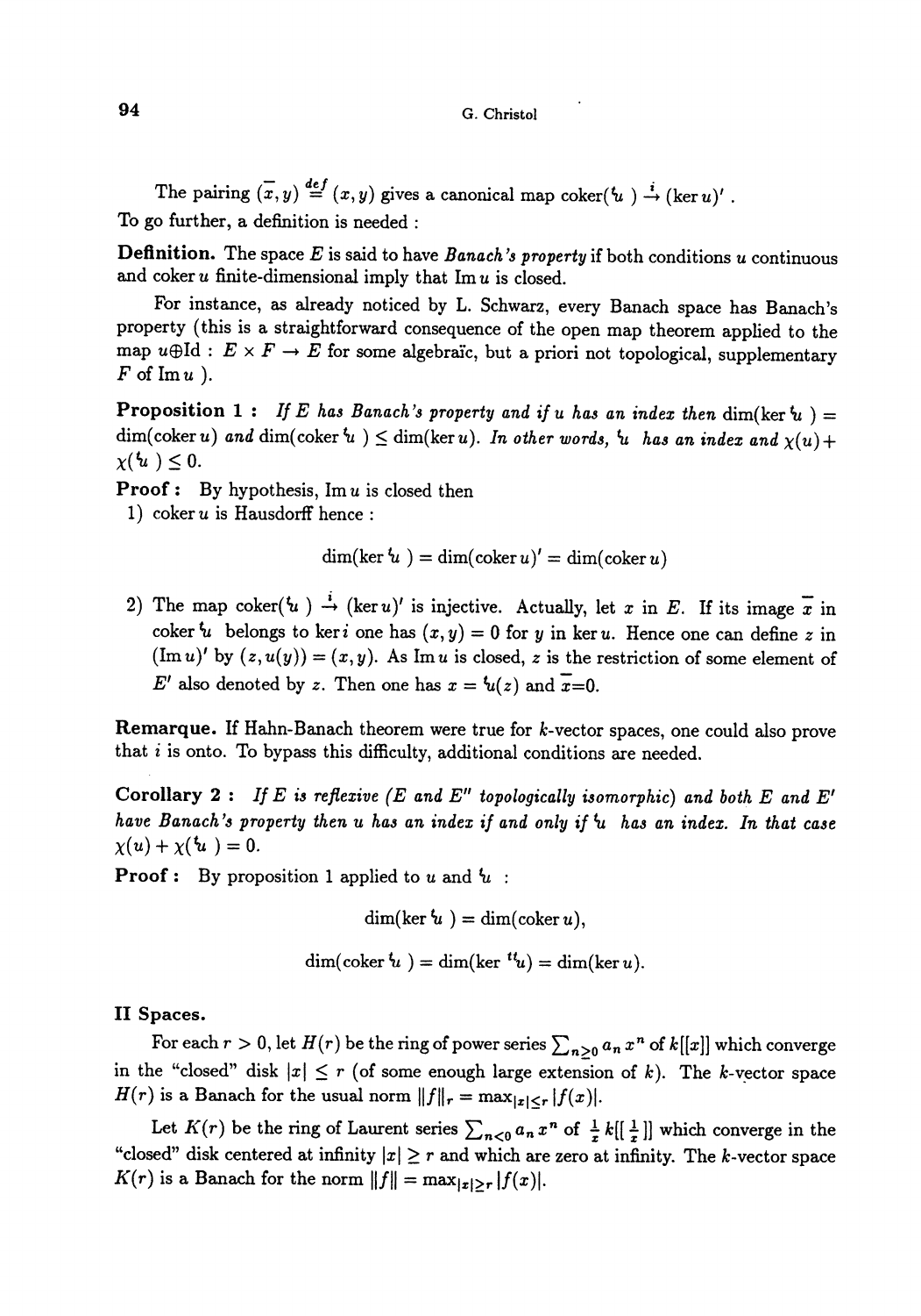The pairing $(\overline{x}, y) \stackrel{def}{=} (x, y)$ gives a canonical map $\operatorname{coker}({}^t u) \xrightarrow{i} (\ker u)'$.
To go further, a definition is needed :

**Definition.** The space $E$ is said to have *Banach's property* if both conditions $u$ continuous and $\operatorname{coker} u$ finite-dimensional imply that $\operatorname{Im} u$ is closed.

For instance, as already noticed by L. Schwarz, every Banach space has Banach's property (this is a straightforward consequence of the open map theorem applied to the map $u \oplus \mathrm{Id} : E \times F \to E$ for some algebraïc, but a priori not topological, supplementary $F$ of $\operatorname{Im} u$ ).

**Proposition 1 :** *If $E$ has Banach's property and if $u$ has an index then* $\dim(\ker {}^t u) = \dim(\operatorname{coker} u)$ *and* $\dim(\operatorname{coker} {}^t u) \leq \dim(\ker u)$*. In other words, ${}^t u$ has an index and $\chi(u) + \chi({}^t u) \leq 0$.*

**Proof :** By hypothesis, $\operatorname{Im} u$ is closed then

1) $\operatorname{coker} u$ is Hausdorff hence :

$$\dim(\ker {}^t u) = \dim(\operatorname{coker} u)' = \dim(\operatorname{coker} u)$$

2) The map $\operatorname{coker}({}^t u) \xrightarrow{i} (\ker u)'$ is injective. Actually, let $x$ in $E$. If its image $\overline{x}$ in $\operatorname{coker} {}^t u$ belongs to $\ker i$ one has $(x, y) = 0$ for $y$ in $\ker u$. Hence one can define $z$ in $(\operatorname{Im} u)'$ by $(z, u(y)) = (x, y)$. As $\operatorname{Im} u$ is closed, $z$ is the restriction of some element of $E'$ also denoted by $z$. Then one has $x = {}^t u(z)$ and $\overline{x} = 0$.

**Remarque.** If Hahn-Banach theorem were true for $k$-vector spaces, one could also prove that $i$ is onto. To bypass this difficulty, additional conditions are needed.

**Corollary 2 :** *If $E$ is reflexive ($E$ and $E''$ topologically isomorphic) and both $E$ and $E'$ have Banach's property then $u$ has an index if and only if ${}^t u$ has an index. In that case $\chi(u) + \chi({}^t u) = 0$.*

**Proof :** By proposition 1 applied to $u$ and ${}^t u$ :

$$\dim(\ker {}^t u) = \dim(\operatorname{coker} u),$$

$$\dim(\operatorname{coker} {}^t u) = \dim(\ker {}^{tt} u) = \dim(\ker u).$$

## II Spaces.

For each $r > 0$, let $H(r)$ be the ring of power series $\sum_{n \geq 0} a_n x^n$ of $k[[x]]$ which converge in the "closed" disk $|x| \leq r$ (of some enough large extension of $k$). The $k$-vector space $H(r)$ is a Banach for the usual norm $\|f\|_r = \max_{|x| \leq r} |f(x)|$.

Let $K(r)$ be the ring of Laurent series $\sum_{n<0} a_n x^n$ of $\frac{1}{x} k[[\frac{1}{x}]]$ which converge in the "closed" disk centered at infinity $|x| \geq r$ and which are zero at infinity. The $k$-vector space $K(r)$ is a Banach for the norm $\|f\| = \max_{|x| \geq r} |f(x)|$.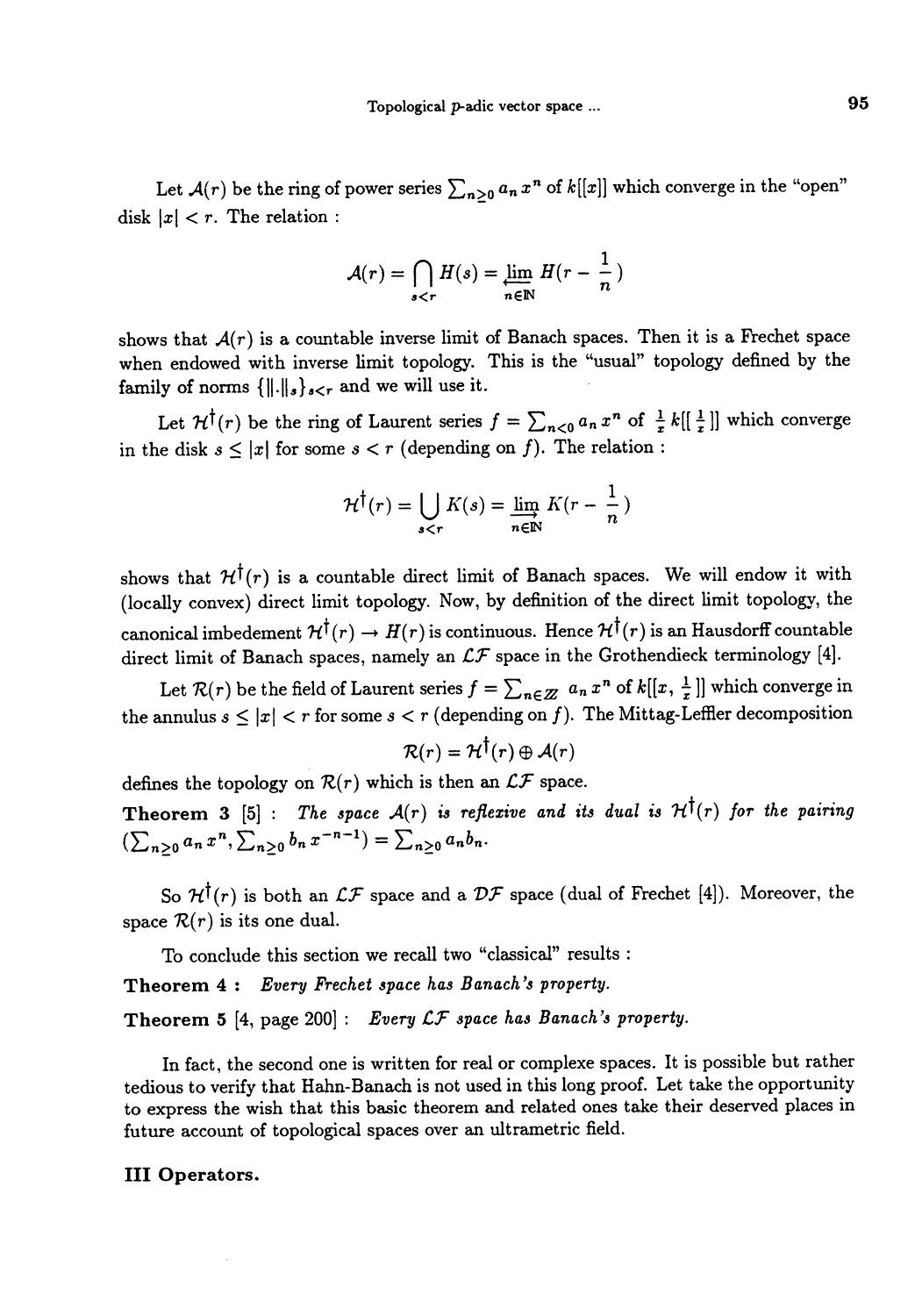Let $\mathcal{A}(r)$ be the ring of power series $\sum_{n\geq 0} a_n x^n$ of $k[[x]]$ which converge in the "open" disk $|x| < r$. The relation :

$$\mathcal{A}(r) = \bigcap_{s<r} H(s) = \varprojlim_{n \in \mathbb{N}} H(r - \frac{1}{n})$$

shows that $\mathcal{A}(r)$ is a countable inverse limit of Banach spaces. Then it is a Frechet space when endowed with inverse limit topology. This is the "usual" topology defined by the family of norms $\{\|.\|_s\}_{s<r}$ and we will use it.

Let $\mathcal{H}^{\dagger}(r)$ be the ring of Laurent series $f = \sum_{n<0} a_n x^n$ of $\frac{1}{x} k[[\frac{1}{x}]]$ which converge in the disk $s \leq |x|$ for some $s < r$ (depending on $f$). The relation :

$$\mathcal{H}^{\dagger}(r) = \bigcup_{s<r} K(s) = \varinjlim_{n \in \mathbb{N}} K(r - \frac{1}{n})$$

shows that $\mathcal{H}^{\dagger}(r)$ is a countable direct limit of Banach spaces. We will endow it with (locally convex) direct limit topology. Now, by definition of the direct limit topology, the canonical imbedement $\mathcal{H}^{\dagger}(r) \to H(r)$ is continuous. Hence $\mathcal{H}^{\dagger}(r)$ is an Hausdorff countable direct limit of Banach spaces, namely an $\mathcal{LF}$ space in the Grothendieck terminology [4].

Let $\mathcal{R}(r)$ be the field of Laurent series $f = \sum_{n \in \mathbb{Z}} a_n x^n$ of $k[[x, \frac{1}{x}]]$ which converge in the annulus $s \leq |x| < r$ for some $s < r$ (depending on $f$). The Mittag-Leffler decomposition

$$\mathcal{R}(r) = \mathcal{H}^{\dagger}(r) \oplus \mathcal{A}(r)$$

defines the topology on $\mathcal{R}(r)$ which is then an $\mathcal{LF}$ space.

**Theorem 3** [5] : *The space $\mathcal{A}(r)$ is reflexive and its dual is $\mathcal{H}^{\dagger}(r)$ for the pairing $(\sum_{n\geq 0} a_n x^n, \sum_{n\geq 0} b_n x^{-n-1}) = \sum_{n\geq 0} a_n b_n$.*

So $\mathcal{H}^{\dagger}(r)$ is both an $\mathcal{LF}$ space and a $\mathcal{DF}$ space (dual of Frechet [4]). Moreover, the space $\mathcal{R}(r)$ is its one dual.

To conclude this section we recall two "classical" results :

**Theorem 4 :** *Every Frechet space has Banach's property.*

**Theorem 5** [4, page 200] : *Every $\mathcal{LF}$ space has Banach's property.*

In fact, the second one is written for real or complexe spaces. It is possible but rather tedious to verify that Hahn-Banach is not used in this long proof. Let take the opportunity to express the wish that this basic theorem and related ones take their deserved places in future account of topological spaces over an ultrametric field.

## III Operators.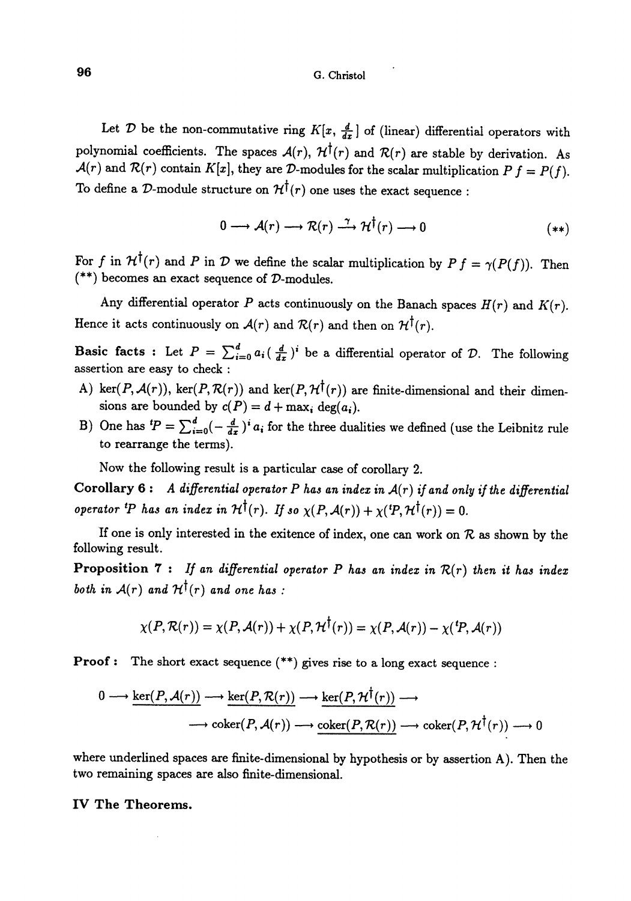Let $\mathcal{D}$ be the non-commutative ring $K[x, \frac{d}{dx}]$ of (linear) differential operators with polynomial coefficients. The spaces $\mathcal{A}(r)$, $\mathcal{H}^\dagger(r)$ and $\mathcal{R}(r)$ are stable by derivation. As $\mathcal{A}(r)$ and $\mathcal{R}(r)$ contain $K[x]$, they are $\mathcal{D}$-modules for the scalar multiplication $P\,f = P(f)$. To define a $\mathcal{D}$-module structure on $\mathcal{H}^\dagger(r)$ one uses the exact sequence :

$$0 \longrightarrow \mathcal{A}(r) \longrightarrow \mathcal{R}(r) \xrightarrow{\gamma} \mathcal{H}^\dagger(r) \longrightarrow 0 \qquad (**)$$

For $f$ in $\mathcal{H}^\dagger(r)$ and $P$ in $\mathcal{D}$ we define the scalar multiplication by $P\,f = \gamma(P(f))$. Then (**) becomes an exact sequence of $\mathcal{D}$-modules.

Any differential operator $P$ acts continuously on the Banach spaces $H(r)$ and $K(r)$. Hence it acts continuously on $\mathcal{A}(r)$ and $\mathcal{R}(r)$ and then on $\mathcal{H}^\dagger(r)$.

**Basic facts :** Let $P = \sum_{i=0}^{d} a_i \left(\frac{d}{dx}\right)^i$ be a differential operator of $\mathcal{D}$. The following assertion are easy to check :

A) $\ker(P, \mathcal{A}(r))$, $\ker(P, \mathcal{R}(r))$ and $\ker(P, \mathcal{H}^\dagger(r))$ are finite-dimensional and their dimensions are bounded by $c(P) = d + \max_i \deg(a_i)$.

B) One has ${}^t P = \sum_{i=0}^{d} \left(-\frac{d}{dx}\right)^i a_i$ for the three dualities we defined (use the Leibnitz rule to rearrange the terms).

Now the following result is a particular case of corollary 2.

**Corollary 6 :** *A differential operator $P$ has an index in $\mathcal{A}(r)$ if and only if the differential operator ${}^t P$ has an index in $\mathcal{H}^\dagger(r)$. If so $\chi(P, \mathcal{A}(r)) + \chi({}^t P, \mathcal{H}^\dagger(r)) = 0$.*

If one is only interested in the exitence of index, one can work on $\mathcal{R}$ as shown by the following result.

**Proposition 7 :** *If an differential operator $P$ has an index in $\mathcal{R}(r)$ then it has index both in $\mathcal{A}(r)$ and $\mathcal{H}^\dagger(r)$ and one has :*

$$\chi(P, \mathcal{R}(r)) = \chi(P, \mathcal{A}(r)) + \chi(P, \mathcal{H}^\dagger(r)) = \chi(P, \mathcal{A}(r)) - \chi({}^t P, \mathcal{A}(r))$$

**Proof :** The short exact sequence (**) gives rise to a long exact sequence :

$$0 \longrightarrow \underline{\ker(P, \mathcal{A}(r))} \longrightarrow \underline{\ker(P, \mathcal{R}(r))} \longrightarrow \underline{\ker(P, \mathcal{H}^\dagger(r))} \longrightarrow$$
$$\longrightarrow \operatorname{coker}(P, \mathcal{A}(r)) \longrightarrow \underline{\operatorname{coker}(P, \mathcal{R}(r))} \longrightarrow \operatorname{coker}(P, \mathcal{H}^\dagger(r)) \longrightarrow 0$$

where underlined spaces are finite-dimensional by hypothesis or by assertion A). Then the two remaining spaces are also finite-dimensional.

## IV The Theorems.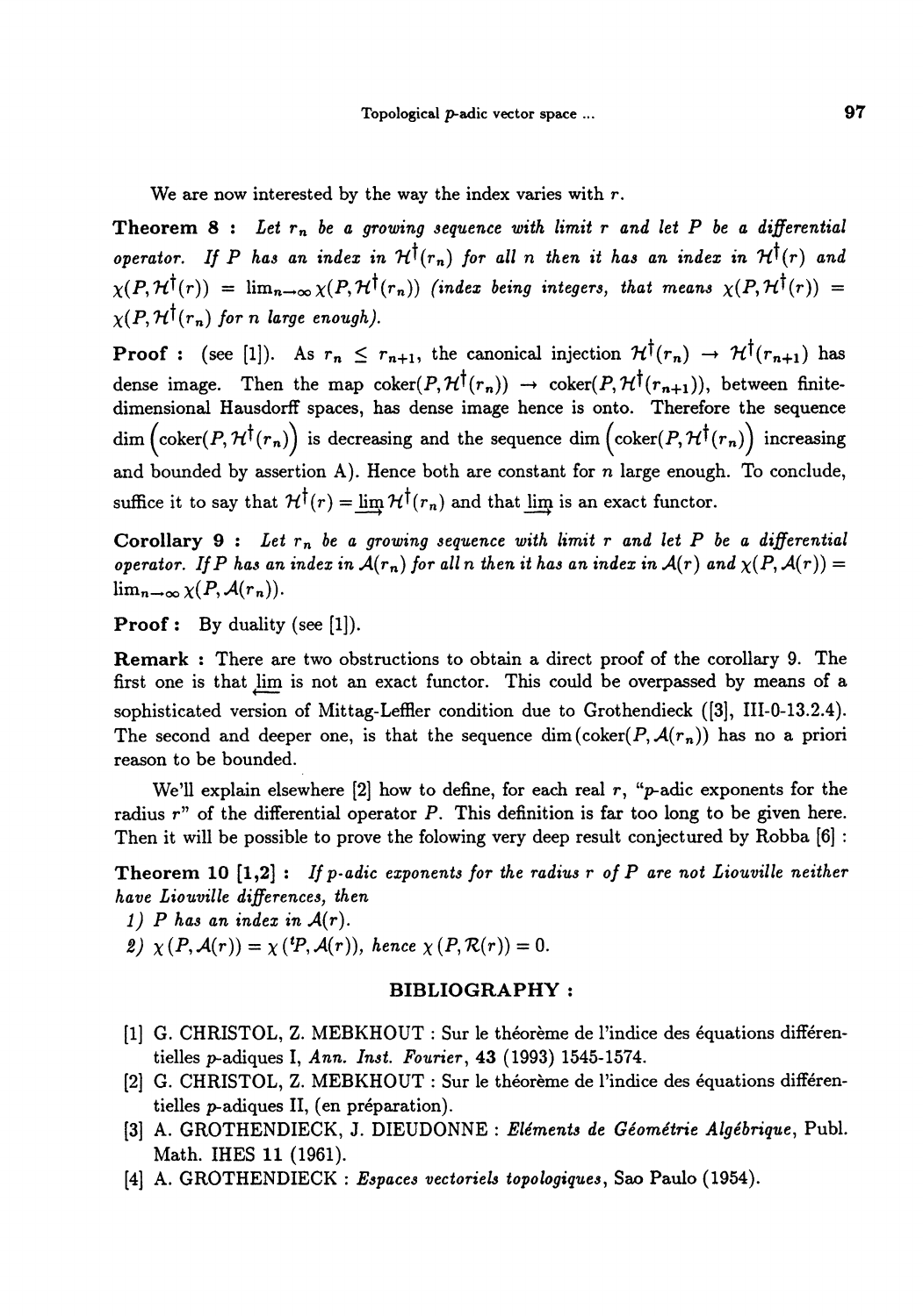We are now interested by the way the index varies with $r$.

**Theorem 8 :** *Let $r_n$ be a growing sequence with limit $r$ and let $P$ be a differential operator. If $P$ has an index in $\mathcal{H}^\dagger(r_n)$ for all $n$ then it has an index in $\mathcal{H}^\dagger(r)$ and $\chi(P, \mathcal{H}^\dagger(r)) = \lim_{n\to\infty} \chi(P, \mathcal{H}^\dagger(r_n))$ (index being integers, that means $\chi(P, \mathcal{H}^\dagger(r)) = \chi(P, \mathcal{H}^\dagger(r_n)$ for $n$ large enough).*

**Proof :** (see [1]). As $r_n \leq r_{n+1}$, the canonical injection $\mathcal{H}^\dagger(r_n) \to \mathcal{H}^\dagger(r_{n+1})$ has dense image. Then the map $\operatorname{coker}(P, \mathcal{H}^\dagger(r_n)) \to \operatorname{coker}(P, \mathcal{H}^\dagger(r_{n+1}))$, between finite-dimensional Hausdorff spaces, has dense image hence is onto. Therefore the sequence $\dim\left(\operatorname{coker}(P, \mathcal{H}^\dagger(r_n)\right)$ is decreasing and the sequence $\dim\left(\operatorname{coker}(P, \mathcal{H}^\dagger(r_n)\right)$ increasing and bounded by assertion A). Hence both are constant for $n$ large enough. To conclude, suffice it to say that $\mathcal{H}^\dagger(r) = \varinjlim \mathcal{H}^\dagger(r_n)$ and that $\varinjlim$ is an exact functor.

**Corollary 9 :** *Let $r_n$ be a growing sequence with limit $r$ and let $P$ be a differential operator. If $P$ has an index in $\mathcal{A}(r_n)$ for all $n$ then it has an index in $\mathcal{A}(r)$ and $\chi(P, \mathcal{A}(r)) = \lim_{n\to\infty} \chi(P, \mathcal{A}(r_n))$.*

**Proof :** By duality (see [1]).

**Remark :** There are two obstructions to obtain a direct proof of the corollary 9. The first one is that $\varprojlim$ is not an exact functor. This could be overpassed by means of a sophisticated version of Mittag-Leffler condition due to Grothendieck ([3], III-0-13.2.4). The second and deeper one, is that the sequence $\dim(\operatorname{coker}(P, \mathcal{A}(r_n))$ has no a priori reason to be bounded.

We'll explain elsewhere [2] how to define, for each real $r$, "$p$-adic exponents for the radius $r$" of the differential operator $P$. This definition is far too long to be given here. Then it will be possible to prove the folowing very deep result conjectured by Robba [6] :

**Theorem 10 [1,2] :** *If $p$-adic exponents for the radius $r$ of $P$ are not Liouville neither have Liouville differences, then*

*1) $P$ has an index in $\mathcal{A}(r)$.*

*2) $\chi(P, \mathcal{A}(r)) = \chi({}^t P, \mathcal{A}(r))$, hence $\chi(P, \mathcal{R}(r)) = 0$.*

## BIBLIOGRAPHY :

[1] G. CHRISTOL, Z. MEBKHOUT : Sur le théorème de l'indice des équations différentielles $p$-adiques I, *Ann. Inst. Fourier*, **43** (1993) 1545-1574.

[2] G. CHRISTOL, Z. MEBKHOUT : Sur le théorème de l'indice des équations différentielles $p$-adiques II, (en préparation).

[3] A. GROTHENDIECK, J. DIEUDONNE : *Eléments de Géométrie Algébrique*, Publ. Math. IHES **11** (1961).

[4] A. GROTHENDIECK : *Espaces vectoriels topologiques*, Sao Paulo (1954).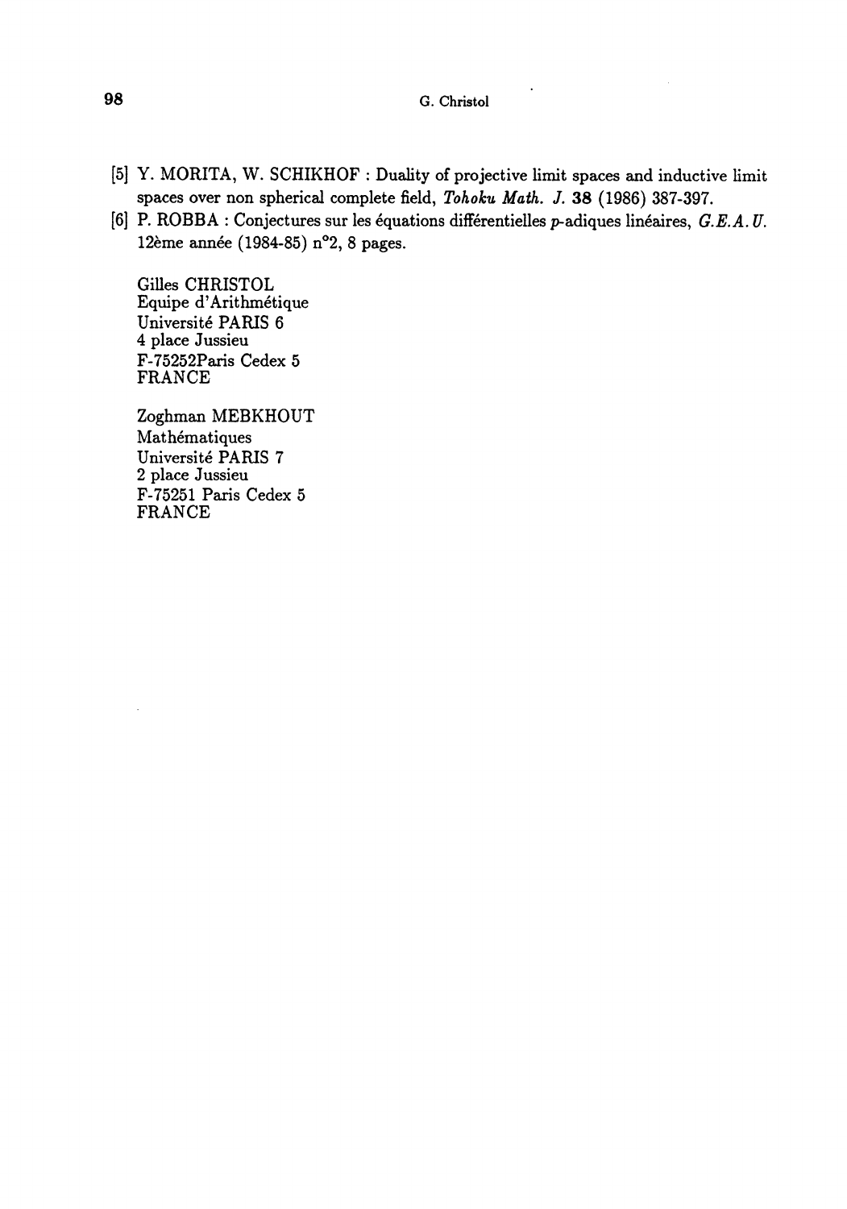[5] Y. MORITA, W. SCHIKHOF : Duality of projective limit spaces and inductive limit spaces over non spherical complete field, *Tohoku Math. J.* **38** (1986) 387-397.

[6] P. ROBBA : Conjectures sur les équations différentielles $p$-adiques linéaires, *G.E.A.U.* 12ème année (1984-85) n°2, 8 pages.

Gilles CHRISTOL
Equipe d'Arithmétique
Université PARIS 6
4 place Jussieu
F-75252Paris Cedex 5
FRANCE

Zoghman MEBKHOUT
Mathématiques
Université PARIS 7
2 place Jussieu
F-75251 Paris Cedex 5
FRANCE